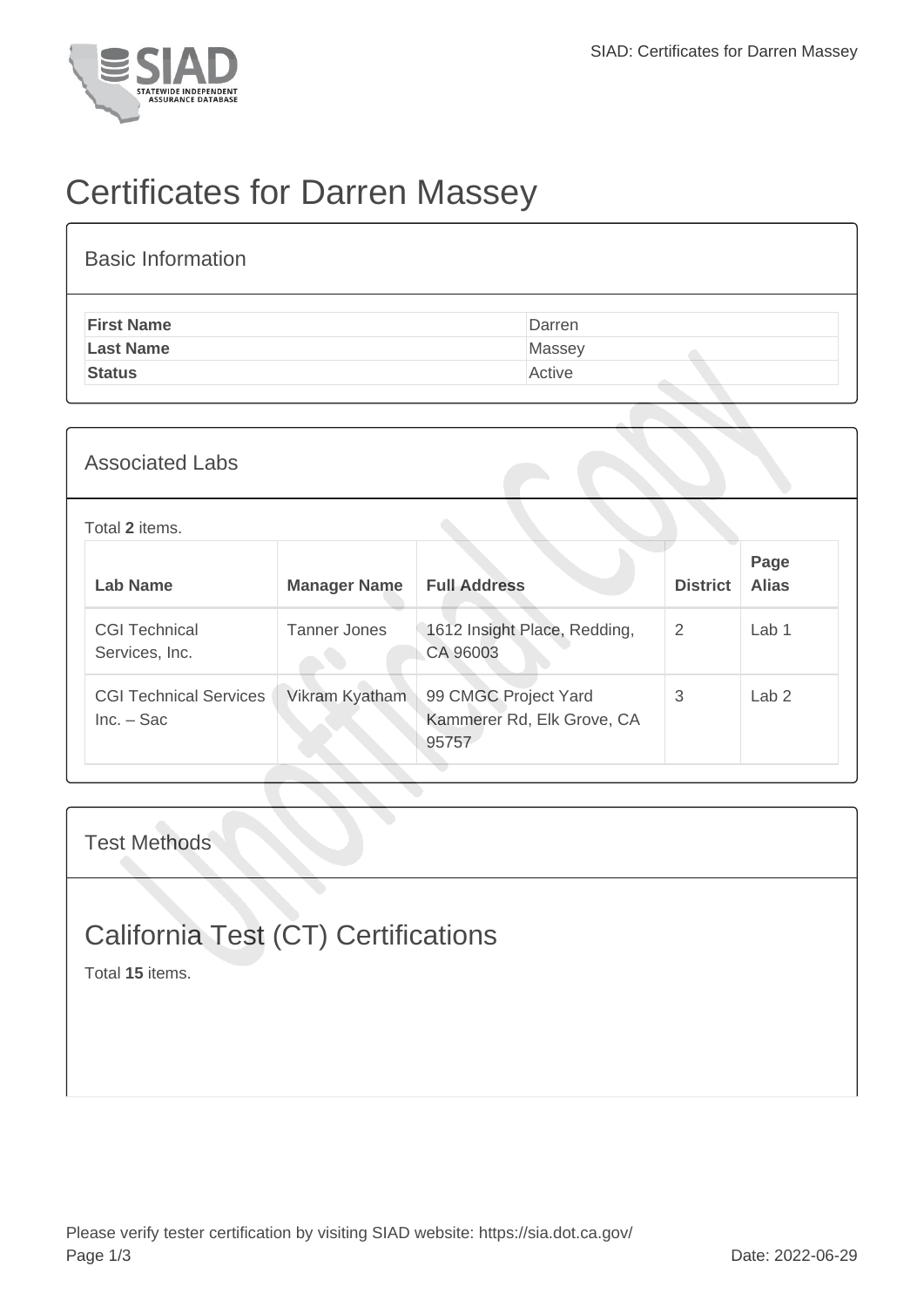# Certificates for Darren Massey

## Basic Information

| | |
|---|---|
| **First Name** | Darren |
| **Last Name** | Massey |
| **Status** | Active |

## Associated Labs

Total **2** items.

| Lab Name | Manager Name | Full Address | District | Page Alias |
|---|---|---|---|---|
| CGI Technical Services, Inc. | Tanner Jones | 1612 Insight Place, Redding, CA 96003 | 2 | Lab 1 |
| CGI Technical Services Inc. – Sac | Vikram Kyatham | 99 CMGC Project Yard Kammerer Rd, Elk Grove, CA 95757 | 3 | Lab 2 |

## Test Methods

### California Test (CT) Certifications

Total **15** items.

Please verify tester certification by visiting SIAD website: https://sia.dot.ca.gov/

Date: 2022-06-29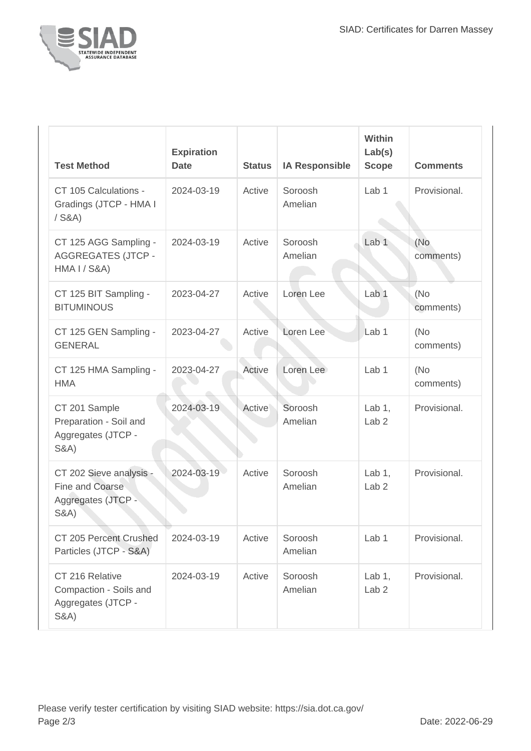| Test Method | Expiration Date | Status | IA Responsible | Within Lab(s) Scope | Comments |
|---|---|---|---|---|---|
| CT 105 Calculations - Gradings (JTCP - HMA I / S&A) | 2024-03-19 | Active | Soroosh Amelian | Lab 1 | Provisional. |
| CT 125 AGG Sampling - AGGREGATES (JTCP - HMA I / S&A) | 2024-03-19 | Active | Soroosh Amelian | Lab 1 | (No comments) |
| CT 125 BIT Sampling - BITUMINOUS | 2023-04-27 | Active | Loren Lee | Lab 1 | (No comments) |
| CT 125 GEN Sampling - GENERAL | 2023-04-27 | Active | Loren Lee | Lab 1 | (No comments) |
| CT 125 HMA Sampling - HMA | 2023-04-27 | Active | Loren Lee | Lab 1 | (No comments) |
| CT 201 Sample Preparation - Soil and Aggregates (JTCP - S&A) | 2024-03-19 | Active | Soroosh Amelian | Lab 1, Lab 2 | Provisional. |
| CT 202 Sieve analysis - Fine and Coarse Aggregates (JTCP - S&A) | 2024-03-19 | Active | Soroosh Amelian | Lab 1, Lab 2 | Provisional. |
| CT 205 Percent Crushed Particles (JTCP - S&A) | 2024-03-19 | Active | Soroosh Amelian | Lab 1 | Provisional. |
| CT 216 Relative Compaction - Soils and Aggregates (JTCP - S&A) | 2024-03-19 | Active | Soroosh Amelian | Lab 1, Lab 2 | Provisional. |

Please verify tester certification by visiting SIAD website: https://sia.dot.ca.gov/

Date: 2022-06-29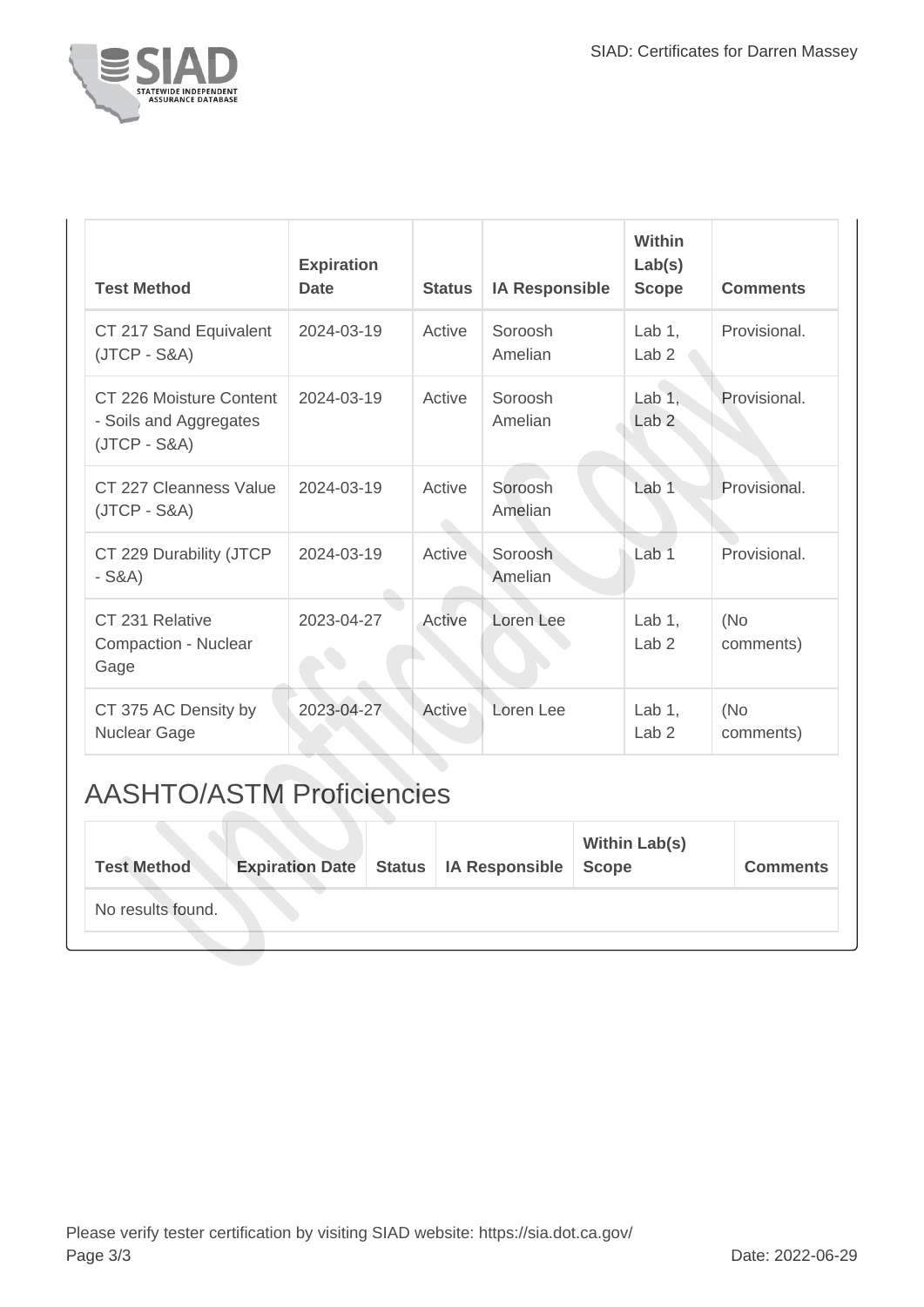| Test Method | Expiration Date | Status | IA Responsible | Within Lab(s) Scope | Comments |
|---|---|---|---|---|---|
| CT 217 Sand Equivalent (JTCP - S&A) | 2024-03-19 | Active | Soroosh Amelian | Lab 1, Lab 2 | Provisional. |
| CT 226 Moisture Content - Soils and Aggregates (JTCP - S&A) | 2024-03-19 | Active | Soroosh Amelian | Lab 1, Lab 2 | Provisional. |
| CT 227 Cleanness Value (JTCP - S&A) | 2024-03-19 | Active | Soroosh Amelian | Lab 1 | Provisional. |
| CT 229 Durability (JTCP - S&A) | 2024-03-19 | Active | Soroosh Amelian | Lab 1 | Provisional. |
| CT 231 Relative Compaction - Nuclear Gage | 2023-04-27 | Active | Loren Lee | Lab 1, Lab 2 | (No comments) |
| CT 375 AC Density by Nuclear Gage | 2023-04-27 | Active | Loren Lee | Lab 1, Lab 2 | (No comments) |

## AASHTO/ASTM Proficiencies

| Test Method | Expiration Date | Status | IA Responsible | Within Lab(s) Scope | Comments |
|---|---|---|---|---|---|
| No results found. | | | | | |

Please verify tester certification by visiting SIAD website: https://sia.dot.ca.gov/

Date: 2022-06-29